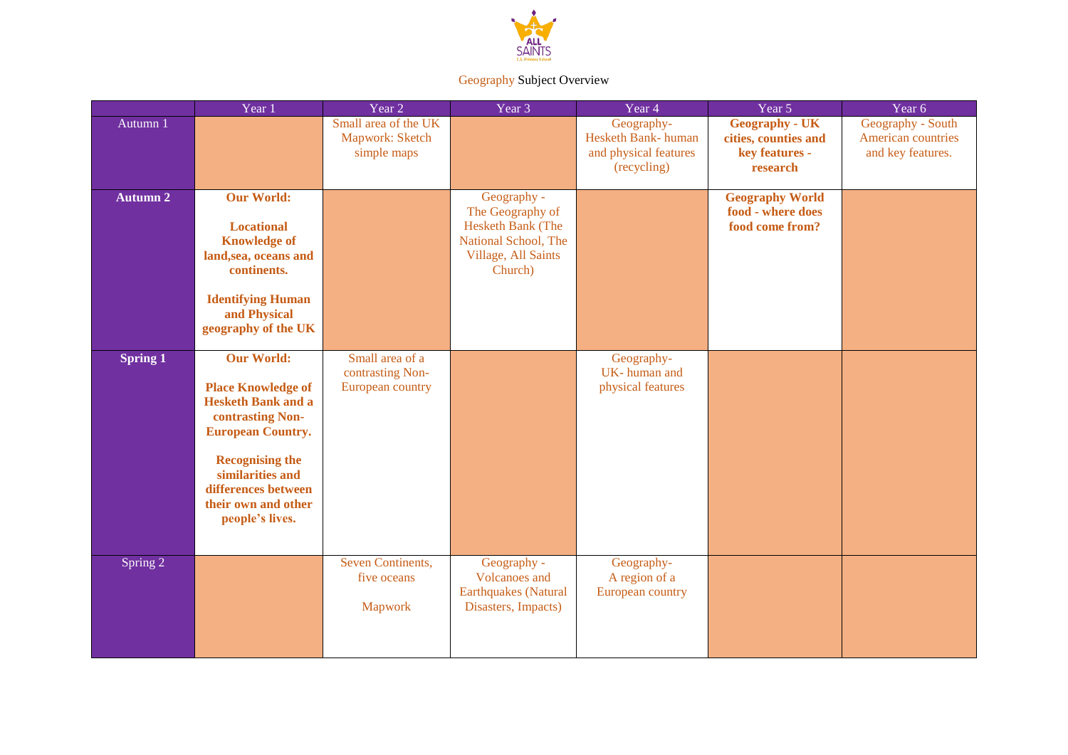Geography Subject Overview

| | Year 1 | Year 2 | Year 3 | Year 4 | Year 5 | Year 6 |
|---|---|---|---|---|---|---|
| Autumn 1 | | Small area of the UK Mapwork: Sketch simple maps | | Geography- Hesketh Bank- human and physical features (recycling) | **Geography - UK cities, counties and key features - research** | Geography - South American countries and key features. |
| **Autumn 2** | **Our World:**<br><br>**Locational Knowledge of land,sea, oceans and continents.**<br><br>**Identifying Human and Physical geography of the UK** | | Geography - The Geography of Hesketh Bank (The National School, The Village, All Saints Church) | | **Geography World food - where does food come from?** | |
| **Spring 1** | **Our World:**<br><br>**Place Knowledge of Hesketh Bank and a contrasting Non-European Country.**<br><br>**Recognising the similarities and differences between their own and other people's lives.** | Small area of a contrasting Non-European country | | Geography- UK- human and physical features | | |
| Spring 2 | | Seven Continents, five oceans<br><br>Mapwork | Geography - Volcanoes and Earthquakes (Natural Disasters, Impacts) | Geography- A region of a European country | | |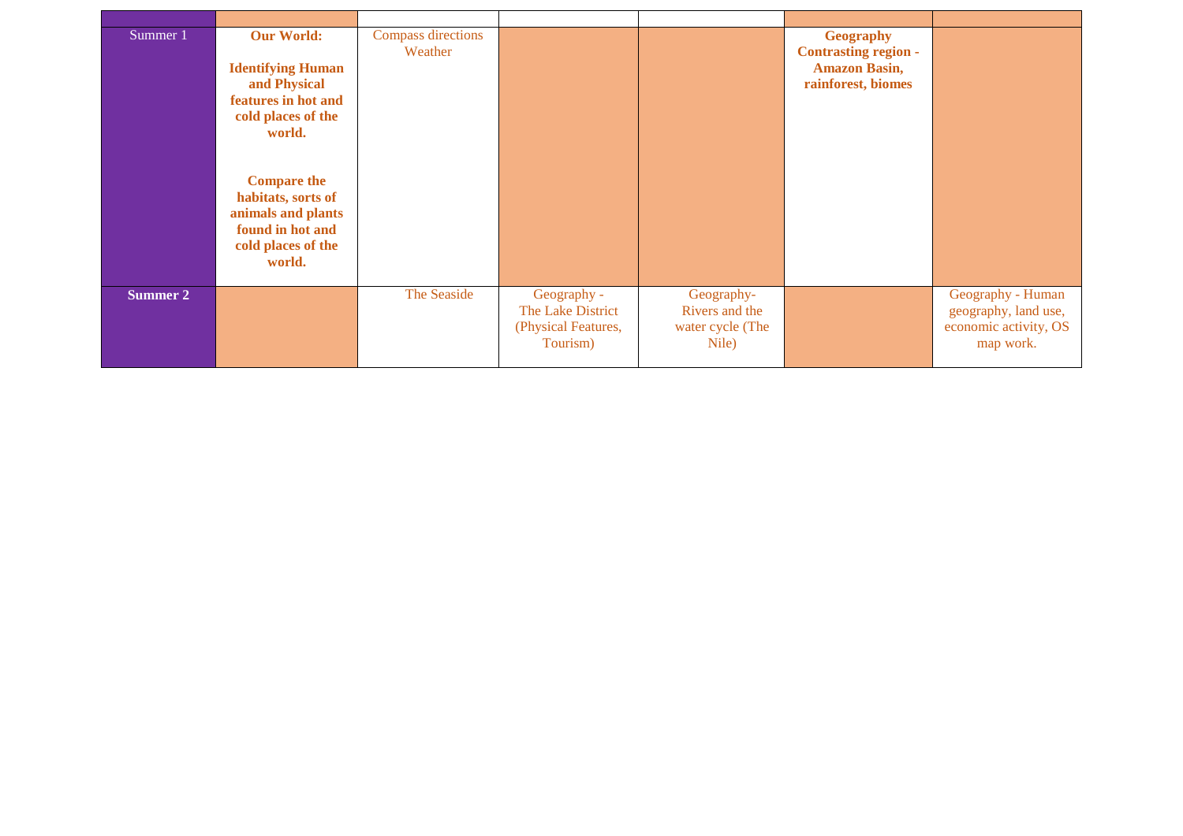| | | | | | | |
|---|---|---|---|---|---|---|
| Summer 1 | **Our World:**<br><br>**Identifying Human and Physical features in hot and cold places of the world.**<br><br>**Compare the habitats, sorts of animals and plants found in hot and cold places of the world.** | Compass directions<br>Weather | | | **Geography Contrasting region - Amazon Basin, rainforest, biomes** | |
| **Summer 2** | | The Seaside | Geography -<br>The Lake District (Physical Features, Tourism) | Geography-<br>Rivers and the water cycle (The Nile) | | Geography - Human geography, land use, economic activity, OS map work. |